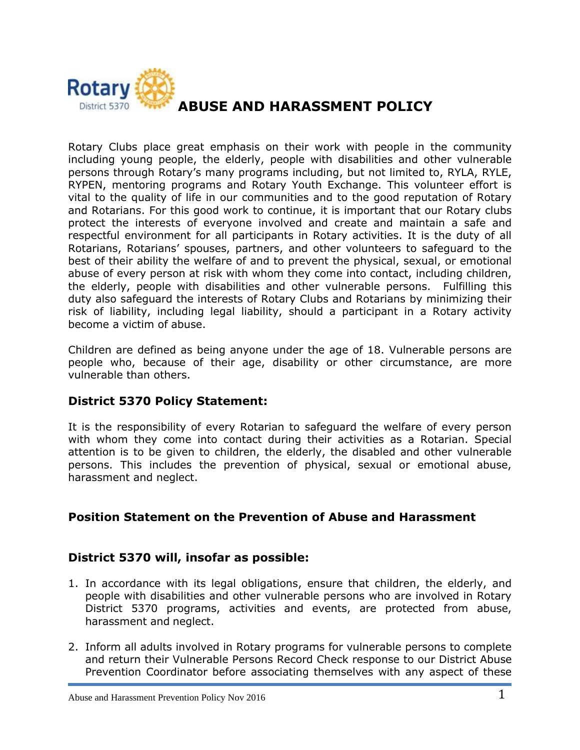# ABUSE AND HARASSMENT POLICY

Rotary Clubs place great emphasis on their work with people in the community including young people, the elderly, people with disabilities and other vulnerable persons through Rotary's many programs including, but not limited to, RYLA, RYLE, RYPEN, mentoring programs and Rotary Youth Exchange. This volunteer effort is vital to the quality of life in our communities and to the good reputation of Rotary and Rotarians. For this good work to continue, it is important that our Rotary clubs protect the interests of everyone involved and create and maintain a safe and respectful environment for all participants in Rotary activities. It is the duty of all Rotarians, Rotarians' spouses, partners, and other volunteers to safeguard to the best of their ability the welfare of and to prevent the physical, sexual, or emotional abuse of every person at risk with whom they come into contact, including children, the elderly, people with disabilities and other vulnerable persons. Fulfilling this duty also safeguard the interests of Rotary Clubs and Rotarians by minimizing their risk of liability, including legal liability, should a participant in a Rotary activity become a victim of abuse.

Children are defined as being anyone under the age of 18. Vulnerable persons are people who, because of their age, disability or other circumstance, are more vulnerable than others.

### District 5370 Policy Statement:

It is the responsibility of every Rotarian to safeguard the welfare of every person with whom they come into contact during their activities as a Rotarian. Special attention is to be given to children, the elderly, the disabled and other vulnerable persons. This includes the prevention of physical, sexual or emotional abuse, harassment and neglect.

### Position Statement on the Prevention of Abuse and Harassment

### District 5370 will, insofar as possible:

1. In accordance with its legal obligations, ensure that children, the elderly, and people with disabilities and other vulnerable persons who are involved in Rotary District 5370 programs, activities and events, are protected from abuse, harassment and neglect.

2. Inform all adults involved in Rotary programs for vulnerable persons to complete and return their Vulnerable Persons Record Check response to our District Abuse Prevention Coordinator before associating themselves with any aspect of these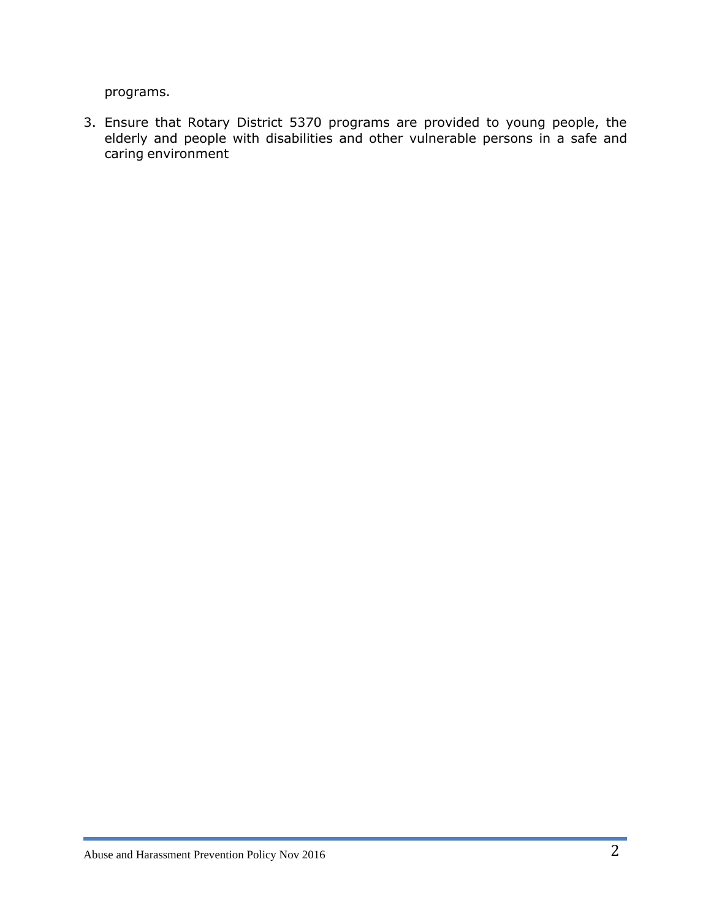programs.

3. Ensure that Rotary District 5370 programs are provided to young people, the elderly and people with disabilities and other vulnerable persons in a safe and caring environment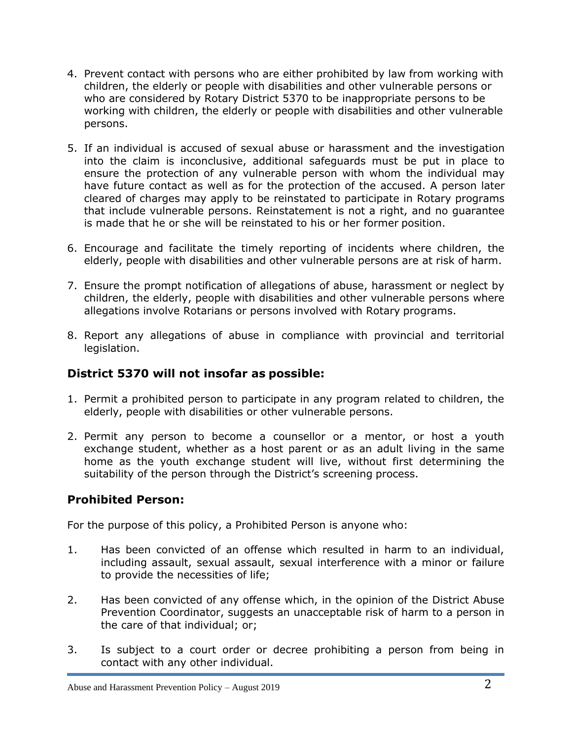4. Prevent contact with persons who are either prohibited by law from working with children, the elderly or people with disabilities and other vulnerable persons or who are considered by Rotary District 5370 to be inappropriate persons to be working with children, the elderly or people with disabilities and other vulnerable persons.

5. If an individual is accused of sexual abuse or harassment and the investigation into the claim is inconclusive, additional safeguards must be put in place to ensure the protection of any vulnerable person with whom the individual may have future contact as well as for the protection of the accused. A person later cleared of charges may apply to be reinstated to participate in Rotary programs that include vulnerable persons. Reinstatement is not a right, and no guarantee is made that he or she will be reinstated to his or her former position.

6. Encourage and facilitate the timely reporting of incidents where children, the elderly, people with disabilities and other vulnerable persons are at risk of harm.

7. Ensure the prompt notification of allegations of abuse, harassment or neglect by children, the elderly, people with disabilities and other vulnerable persons where allegations involve Rotarians or persons involved with Rotary programs.

8. Report any allegations of abuse in compliance with provincial and territorial legislation.

## District 5370 will not insofar as possible:

1. Permit a prohibited person to participate in any program related to children, the elderly, people with disabilities or other vulnerable persons.

2. Permit any person to become a counsellor or a mentor, or host a youth exchange student, whether as a host parent or as an adult living in the same home as the youth exchange student will live, without first determining the suitability of the person through the District's screening process.

## Prohibited Person:

For the purpose of this policy, a Prohibited Person is anyone who:

1. Has been convicted of an offense which resulted in harm to an individual, including assault, sexual assault, sexual interference with a minor or failure to provide the necessities of life;

2. Has been convicted of any offense which, in the opinion of the District Abuse Prevention Coordinator, suggests an unacceptable risk of harm to a person in the care of that individual; or;

3. Is subject to a court order or decree prohibiting a person from being in contact with any other individual.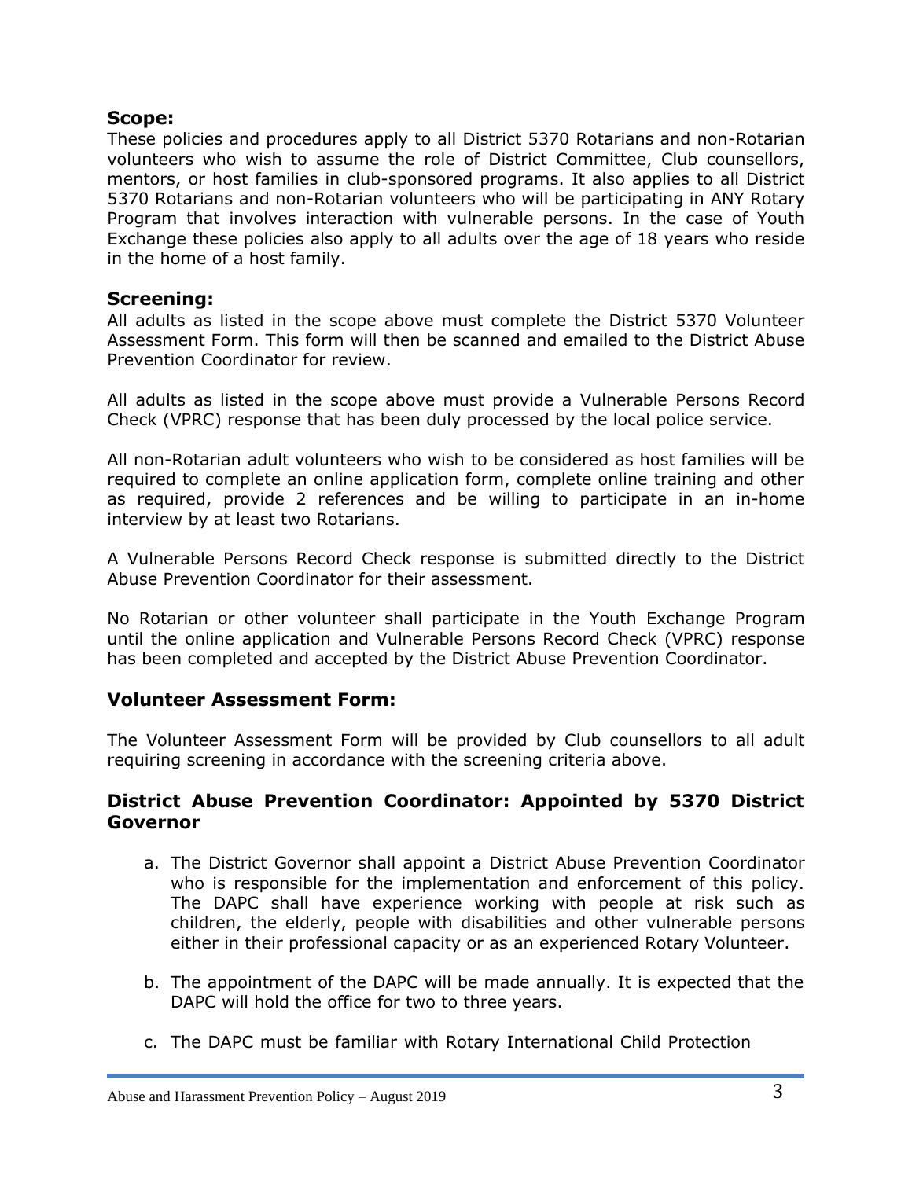## Scope:

These policies and procedures apply to all District 5370 Rotarians and non-Rotarian volunteers who wish to assume the role of District Committee, Club counsellors, mentors, or host families in club-sponsored programs. It also applies to all District 5370 Rotarians and non-Rotarian volunteers who will be participating in ANY Rotary Program that involves interaction with vulnerable persons. In the case of Youth Exchange these policies also apply to all adults over the age of 18 years who reside in the home of a host family.

## Screening:

All adults as listed in the scope above must complete the District 5370 Volunteer Assessment Form. This form will then be scanned and emailed to the District Abuse Prevention Coordinator for review.

All adults as listed in the scope above must provide a Vulnerable Persons Record Check (VPRC) response that has been duly processed by the local police service.

All non-Rotarian adult volunteers who wish to be considered as host families will be required to complete an online application form, complete online training and other as required, provide 2 references and be willing to participate in an in-home interview by at least two Rotarians.

A Vulnerable Persons Record Check response is submitted directly to the District Abuse Prevention Coordinator for their assessment.

No Rotarian or other volunteer shall participate in the Youth Exchange Program until the online application and Vulnerable Persons Record Check (VPRC) response has been completed and accepted by the District Abuse Prevention Coordinator.

## Volunteer Assessment Form:

The Volunteer Assessment Form will be provided by Club counsellors to all adult requiring screening in accordance with the screening criteria above.

## District Abuse Prevention Coordinator: Appointed by 5370 District Governor

a. The District Governor shall appoint a District Abuse Prevention Coordinator who is responsible for the implementation and enforcement of this policy. The DAPC shall have experience working with people at risk such as children, the elderly, people with disabilities and other vulnerable persons either in their professional capacity or as an experienced Rotary Volunteer.

b. The appointment of the DAPC will be made annually. It is expected that the DAPC will hold the office for two to three years.

c. The DAPC must be familiar with Rotary International Child Protection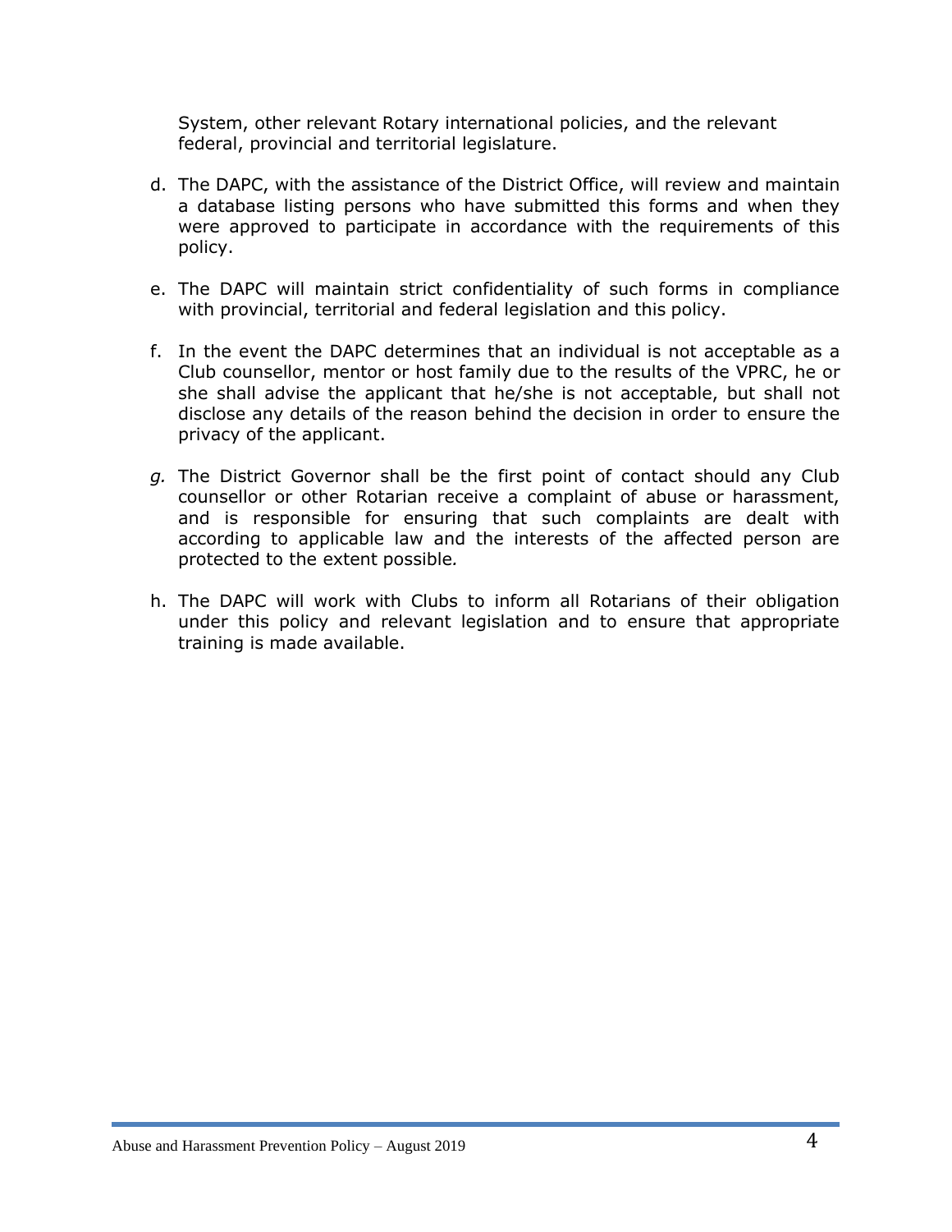System, other relevant Rotary international policies, and the relevant federal, provincial and territorial legislature.

d. The DAPC, with the assistance of the District Office, will review and maintain a database listing persons who have submitted this forms and when they were approved to participate in accordance with the requirements of this policy.

e. The DAPC will maintain strict confidentiality of such forms in compliance with provincial, territorial and federal legislation and this policy.

f. In the event the DAPC determines that an individual is not acceptable as a Club counsellor, mentor or host family due to the results of the VPRC, he or she shall advise the applicant that he/she is not acceptable, but shall not disclose any details of the reason behind the decision in order to ensure the privacy of the applicant.

*g.* The District Governor shall be the first point of contact should any Club counsellor or other Rotarian receive a complaint of abuse or harassment, and is responsible for ensuring that such complaints are dealt with according to applicable law and the interests of the affected person are protected to the extent possible*.*

h. The DAPC will work with Clubs to inform all Rotarians of their obligation under this policy and relevant legislation and to ensure that appropriate training is made available.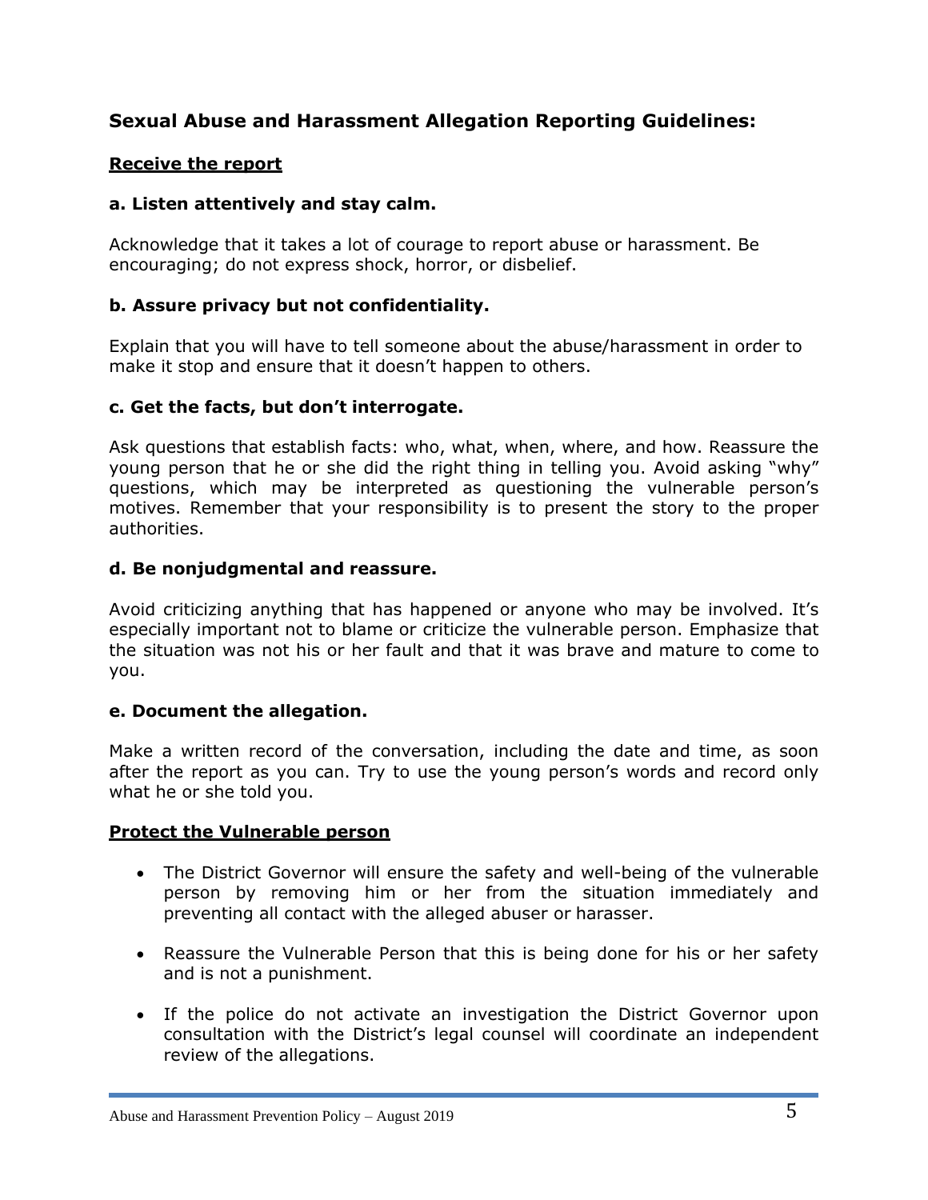## Sexual Abuse and Harassment Allegation Reporting Guidelines:

### Receive the report

#### a. Listen attentively and stay calm.

Acknowledge that it takes a lot of courage to report abuse or harassment. Be encouraging; do not express shock, horror, or disbelief.

#### b. Assure privacy but not confidentiality.

Explain that you will have to tell someone about the abuse/harassment in order to make it stop and ensure that it doesn't happen to others.

#### c. Get the facts, but don't interrogate.

Ask questions that establish facts: who, what, when, where, and how. Reassure the young person that he or she did the right thing in telling you. Avoid asking "why" questions, which may be interpreted as questioning the vulnerable person's motives. Remember that your responsibility is to present the story to the proper authorities.

#### d. Be nonjudgmental and reassure.

Avoid criticizing anything that has happened or anyone who may be involved. It's especially important not to blame or criticize the vulnerable person. Emphasize that the situation was not his or her fault and that it was brave and mature to come to you.

#### e. Document the allegation.

Make a written record of the conversation, including the date and time, as soon after the report as you can. Try to use the young person's words and record only what he or she told you.

### Protect the Vulnerable person

- The District Governor will ensure the safety and well-being of the vulnerable person by removing him or her from the situation immediately and preventing all contact with the alleged abuser or harasser.
- Reassure the Vulnerable Person that this is being done for his or her safety and is not a punishment.
- If the police do not activate an investigation the District Governor upon consultation with the District's legal counsel will coordinate an independent review of the allegations.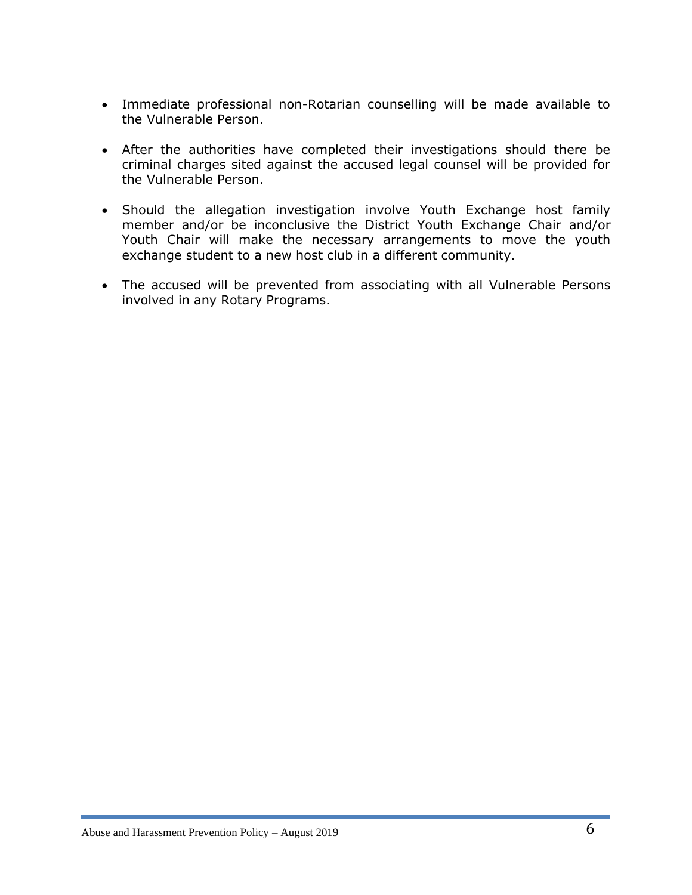- Immediate professional non-Rotarian counselling will be made available to the Vulnerable Person.

- After the authorities have completed their investigations should there be criminal charges sited against the accused legal counsel will be provided for the Vulnerable Person.

- Should the allegation investigation involve Youth Exchange host family member and/or be inconclusive the District Youth Exchange Chair and/or Youth Chair will make the necessary arrangements to move the youth exchange student to a new host club in a different community.

- The accused will be prevented from associating with all Vulnerable Persons involved in any Rotary Programs.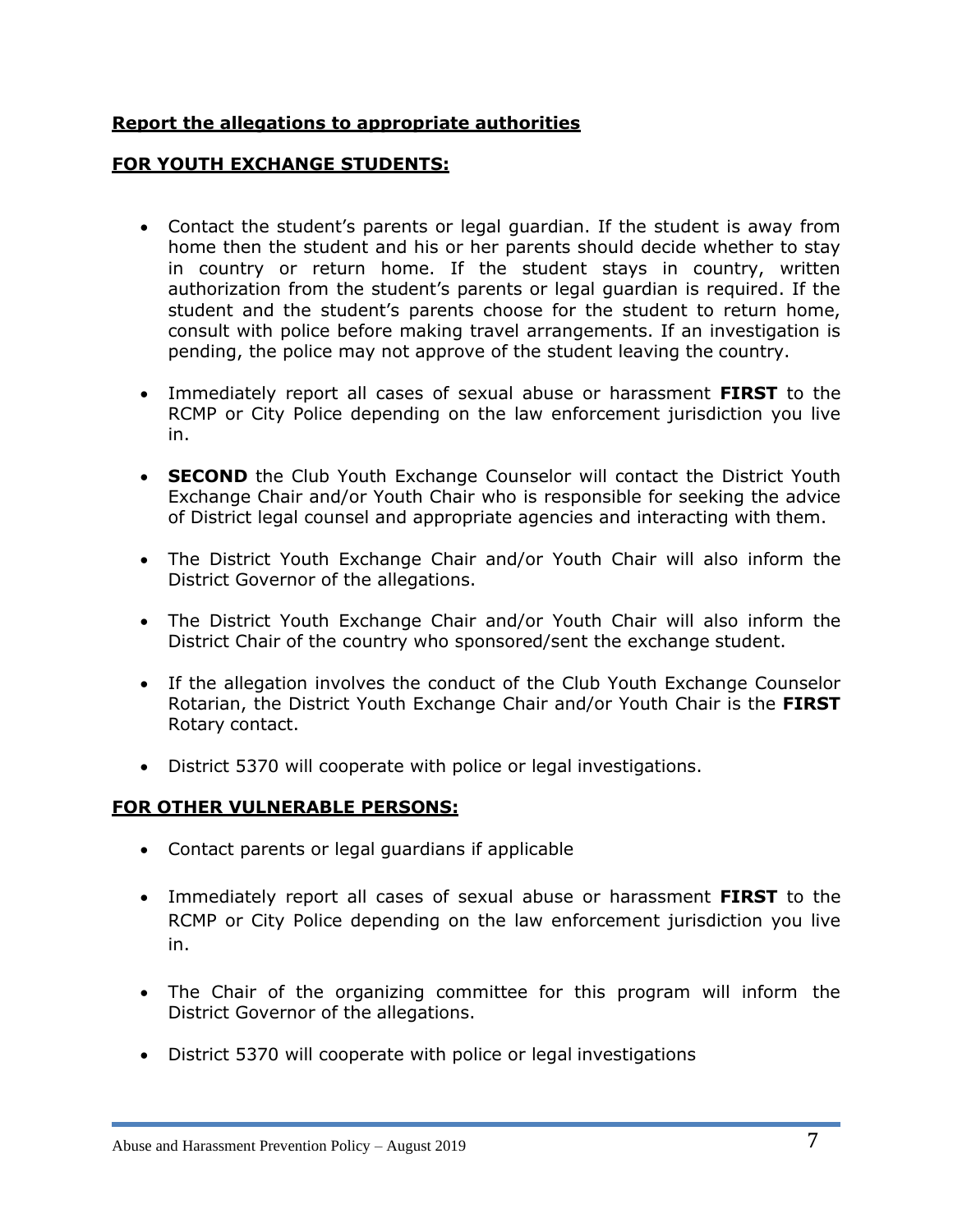**Report the allegations to appropriate authorities**

**FOR YOUTH EXCHANGE STUDENTS:**

- Contact the student's parents or legal guardian. If the student is away from home then the student and his or her parents should decide whether to stay in country or return home. If the student stays in country, written authorization from the student's parents or legal guardian is required. If the student and the student's parents choose for the student to return home, consult with police before making travel arrangements. If an investigation is pending, the police may not approve of the student leaving the country.
- Immediately report all cases of sexual abuse or harassment **FIRST** to the RCMP or City Police depending on the law enforcement jurisdiction you live in.
- **SECOND** the Club Youth Exchange Counselor will contact the District Youth Exchange Chair and/or Youth Chair who is responsible for seeking the advice of District legal counsel and appropriate agencies and interacting with them.
- The District Youth Exchange Chair and/or Youth Chair will also inform the District Governor of the allegations.
- The District Youth Exchange Chair and/or Youth Chair will also inform the District Chair of the country who sponsored/sent the exchange student.
- If the allegation involves the conduct of the Club Youth Exchange Counselor Rotarian, the District Youth Exchange Chair and/or Youth Chair is the **FIRST** Rotary contact.
- District 5370 will cooperate with police or legal investigations.

**FOR OTHER VULNERABLE PERSONS:**

- Contact parents or legal guardians if applicable
- Immediately report all cases of sexual abuse or harassment **FIRST** to the RCMP or City Police depending on the law enforcement jurisdiction you live in.
- The Chair of the organizing committee for this program will inform the District Governor of the allegations.
- District 5370 will cooperate with police or legal investigations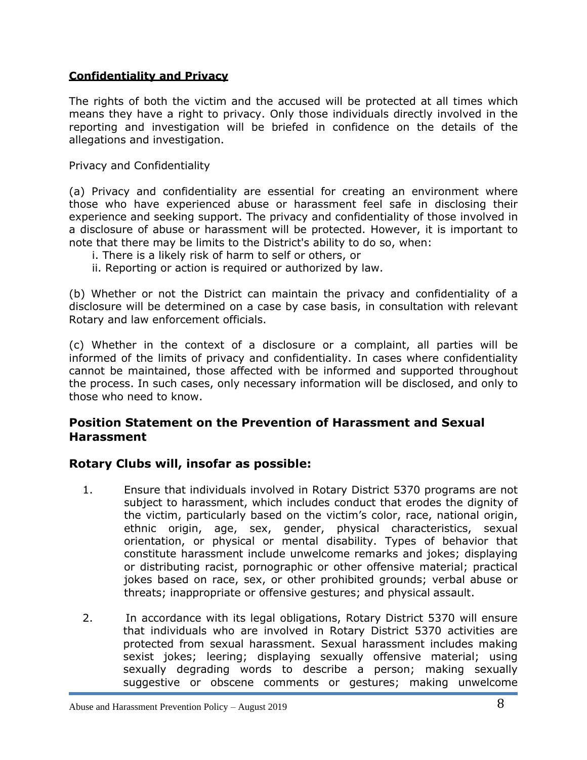**Confidentiality and Privacy**

The rights of both the victim and the accused will be protected at all times which means they have a right to privacy. Only those individuals directly involved in the reporting and investigation will be briefed in confidence on the details of the allegations and investigation.

Privacy and Confidentiality

(a) Privacy and confidentiality are essential for creating an environment where those who have experienced abuse or harassment feel safe in disclosing their experience and seeking support. The privacy and confidentiality of those involved in a disclosure of abuse or harassment will be protected. However, it is important to note that there may be limits to the District's ability to do so, when:

i. There is a likely risk of harm to self or others, or
ii. Reporting or action is required or authorized by law.

(b) Whether or not the District can maintain the privacy and confidentiality of a disclosure will be determined on a case by case basis, in consultation with relevant Rotary and law enforcement officials.

(c) Whether in the context of a disclosure or a complaint, all parties will be informed of the limits of privacy and confidentiality. In cases where confidentiality cannot be maintained, those affected with be informed and supported throughout the process. In such cases, only necessary information will be disclosed, and only to those who need to know.

## Position Statement on the Prevention of Harassment and Sexual Harassment

## Rotary Clubs will, insofar as possible:

1. Ensure that individuals involved in Rotary District 5370 programs are not subject to harassment, which includes conduct that erodes the dignity of the victim, particularly based on the victim's color, race, national origin, ethnic origin, age, sex, gender, physical characteristics, sexual orientation, or physical or mental disability. Types of behavior that constitute harassment include unwelcome remarks and jokes; displaying or distributing racist, pornographic or other offensive material; practical jokes based on race, sex, or other prohibited grounds; verbal abuse or threats; inappropriate or offensive gestures; and physical assault.

2. In accordance with its legal obligations, Rotary District 5370 will ensure that individuals who are involved in Rotary District 5370 activities are protected from sexual harassment. Sexual harassment includes making sexist jokes; leering; displaying sexually offensive material; using sexually degrading words to describe a person; making sexually suggestive or obscene comments or gestures; making unwelcome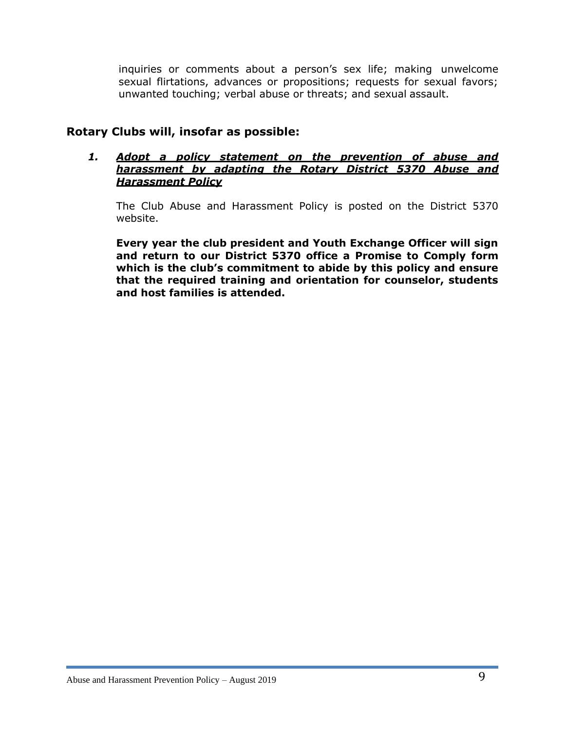inquiries or comments about a person's sex life; making unwelcome sexual flirtations, advances or propositions; requests for sexual favors; unwanted touching; verbal abuse or threats; and sexual assault.

## Rotary Clubs will, insofar as possible:

1. ***Adopt a policy statement on the prevention of abuse and harassment by adapting the Rotary District 5370 Abuse and Harassment Policy***

   The Club Abuse and Harassment Policy is posted on the District 5370 website.

   **Every year the club president and Youth Exchange Officer will sign and return to our District 5370 office a Promise to Comply form which is the club's commitment to abide by this policy and ensure that the required training and orientation for counselor, students and host families is attended.**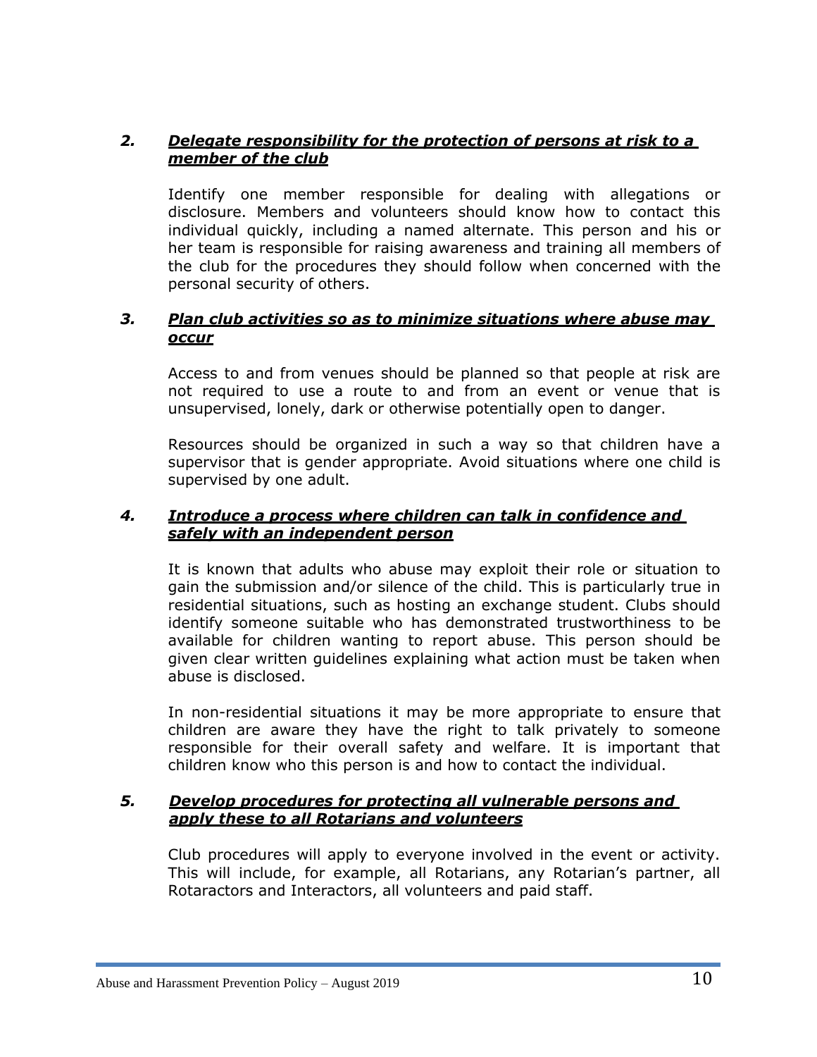### *2. Delegate responsibility for the protection of persons at risk to a member of the club*

Identify one member responsible for dealing with allegations or disclosure. Members and volunteers should know how to contact this individual quickly, including a named alternate. This person and his or her team is responsible for raising awareness and training all members of the club for the procedures they should follow when concerned with the personal security of others.

### *3. Plan club activities so as to minimize situations where abuse may occur*

Access to and from venues should be planned so that people at risk are not required to use a route to and from an event or venue that is unsupervised, lonely, dark or otherwise potentially open to danger.

Resources should be organized in such a way so that children have a supervisor that is gender appropriate. Avoid situations where one child is supervised by one adult.

### *4. Introduce a process where children can talk in confidence and safely with an independent person*

It is known that adults who abuse may exploit their role or situation to gain the submission and/or silence of the child. This is particularly true in residential situations, such as hosting an exchange student. Clubs should identify someone suitable who has demonstrated trustworthiness to be available for children wanting to report abuse. This person should be given clear written guidelines explaining what action must be taken when abuse is disclosed.

In non-residential situations it may be more appropriate to ensure that children are aware they have the right to talk privately to someone responsible for their overall safety and welfare. It is important that children know who this person is and how to contact the individual.

### *5. Develop procedures for protecting all vulnerable persons and apply these to all Rotarians and volunteers*

Club procedures will apply to everyone involved in the event or activity. This will include, for example, all Rotarians, any Rotarian's partner, all Rotaractors and Interactors, all volunteers and paid staff.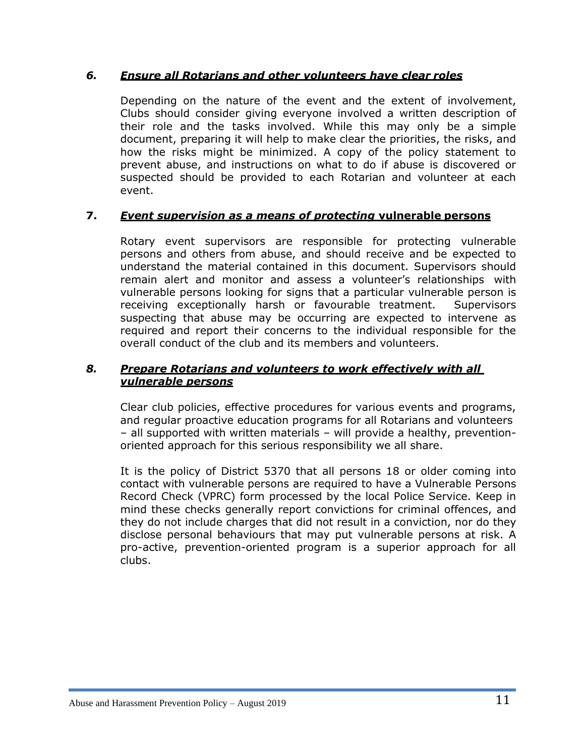### *6. Ensure all Rotarians and other volunteers have clear roles*

Depending on the nature of the event and the extent of involvement, Clubs should consider giving everyone involved a written description of their role and the tasks involved. While this may only be a simple document, preparing it will help to make clear the priorities, the risks, and how the risks might be minimized. A copy of the policy statement to prevent abuse, and instructions on what to do if abuse is discovered or suspected should be provided to each Rotarian and volunteer at each event.

### **7. *Event supervision as a means of protecting* vulnerable persons**

Rotary event supervisors are responsible for protecting vulnerable persons and others from abuse, and should receive and be expected to understand the material contained in this document. Supervisors should remain alert and monitor and assess a volunteer's relationships with vulnerable persons looking for signs that a particular vulnerable person is receiving exceptionally harsh or favourable treatment. Supervisors suspecting that abuse may be occurring are expected to intervene as required and report their concerns to the individual responsible for the overall conduct of the club and its members and volunteers.

### *8. Prepare Rotarians and volunteers to work effectively with all vulnerable persons*

Clear club policies, effective procedures for various events and programs, and regular proactive education programs for all Rotarians and volunteers – all supported with written materials – will provide a healthy, prevention-oriented approach for this serious responsibility we all share.

It is the policy of District 5370 that all persons 18 or older coming into contact with vulnerable persons are required to have a Vulnerable Persons Record Check (VPRC) form processed by the local Police Service. Keep in mind these checks generally report convictions for criminal offences, and they do not include charges that did not result in a conviction, nor do they disclose personal behaviours that may put vulnerable persons at risk. A pro-active, prevention-oriented program is a superior approach for all clubs.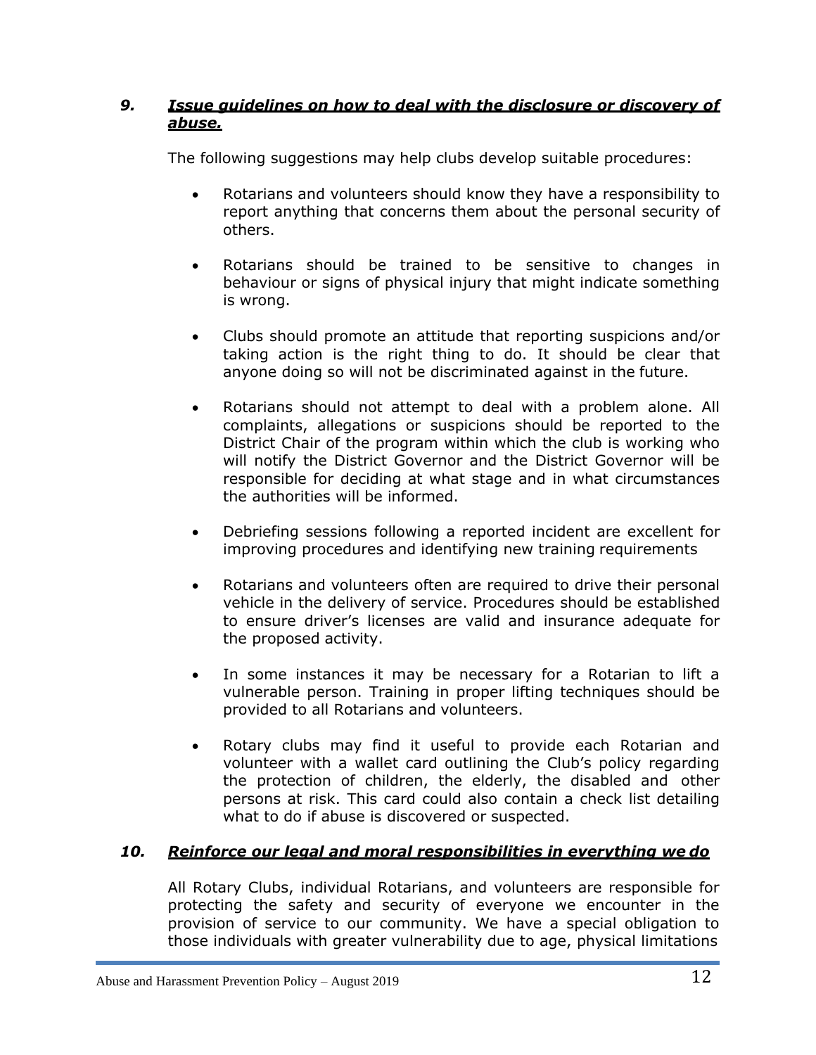### *9. Issue guidelines on how to deal with the disclosure or discovery of abuse.*

The following suggestions may help clubs develop suitable procedures:

- Rotarians and volunteers should know they have a responsibility to report anything that concerns them about the personal security of others.
- Rotarians should be trained to be sensitive to changes in behaviour or signs of physical injury that might indicate something is wrong.
- Clubs should promote an attitude that reporting suspicions and/or taking action is the right thing to do. It should be clear that anyone doing so will not be discriminated against in the future.
- Rotarians should not attempt to deal with a problem alone. All complaints, allegations or suspicions should be reported to the District Chair of the program within which the club is working who will notify the District Governor and the District Governor will be responsible for deciding at what stage and in what circumstances the authorities will be informed.
- Debriefing sessions following a reported incident are excellent for improving procedures and identifying new training requirements
- Rotarians and volunteers often are required to drive their personal vehicle in the delivery of service. Procedures should be established to ensure driver's licenses are valid and insurance adequate for the proposed activity.
- In some instances it may be necessary for a Rotarian to lift a vulnerable person. Training in proper lifting techniques should be provided to all Rotarians and volunteers.
- Rotary clubs may find it useful to provide each Rotarian and volunteer with a wallet card outlining the Club's policy regarding the protection of children, the elderly, the disabled and other persons at risk. This card could also contain a check list detailing what to do if abuse is discovered or suspected.

### *10. Reinforce our legal and moral responsibilities in everything we do*

All Rotary Clubs, individual Rotarians, and volunteers are responsible for protecting the safety and security of everyone we encounter in the provision of service to our community. We have a special obligation to those individuals with greater vulnerability due to age, physical limitations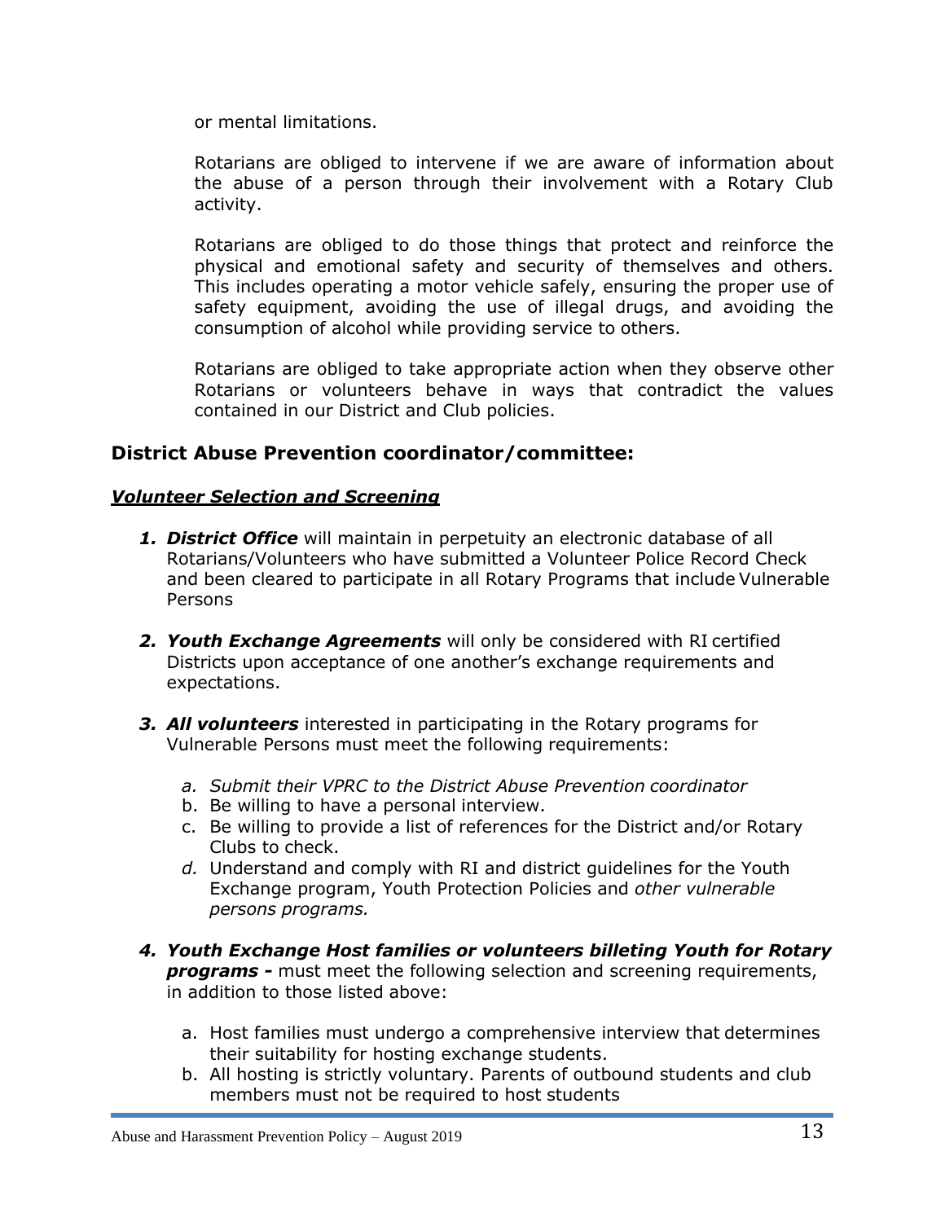or mental limitations.

Rotarians are obliged to intervene if we are aware of information about the abuse of a person through their involvement with a Rotary Club activity.

Rotarians are obliged to do those things that protect and reinforce the physical and emotional safety and security of themselves and others. This includes operating a motor vehicle safely, ensuring the proper use of safety equipment, avoiding the use of illegal drugs, and avoiding the consumption of alcohol while providing service to others.

Rotarians are obliged to take appropriate action when they observe other Rotarians or volunteers behave in ways that contradict the values contained in our District and Club policies.

## District Abuse Prevention coordinator/committee:

***Volunteer Selection and Screening***

1. ***District Office*** will maintain in perpetuity an electronic database of all Rotarians/Volunteers who have submitted a Volunteer Police Record Check and been cleared to participate in all Rotary Programs that include Vulnerable Persons
2. ***Youth Exchange Agreements*** will only be considered with RI certified Districts upon acceptance of one another's exchange requirements and expectations.
3. ***All volunteers*** interested in participating in the Rotary programs for Vulnerable Persons must meet the following requirements:
   a. *Submit their VPRC to the District Abuse Prevention coordinator*
   b. Be willing to have a personal interview.
   c. Be willing to provide a list of references for the District and/or Rotary Clubs to check.
   d. Understand and comply with RI and district guidelines for the Youth Exchange program, Youth Protection Policies and *other vulnerable persons programs.*
4. ***Youth Exchange Host families or volunteers billeting Youth for Rotary programs -*** must meet the following selection and screening requirements, in addition to those listed above:
   a. Host families must undergo a comprehensive interview that determines their suitability for hosting exchange students.
   b. All hosting is strictly voluntary. Parents of outbound students and club members must not be required to host students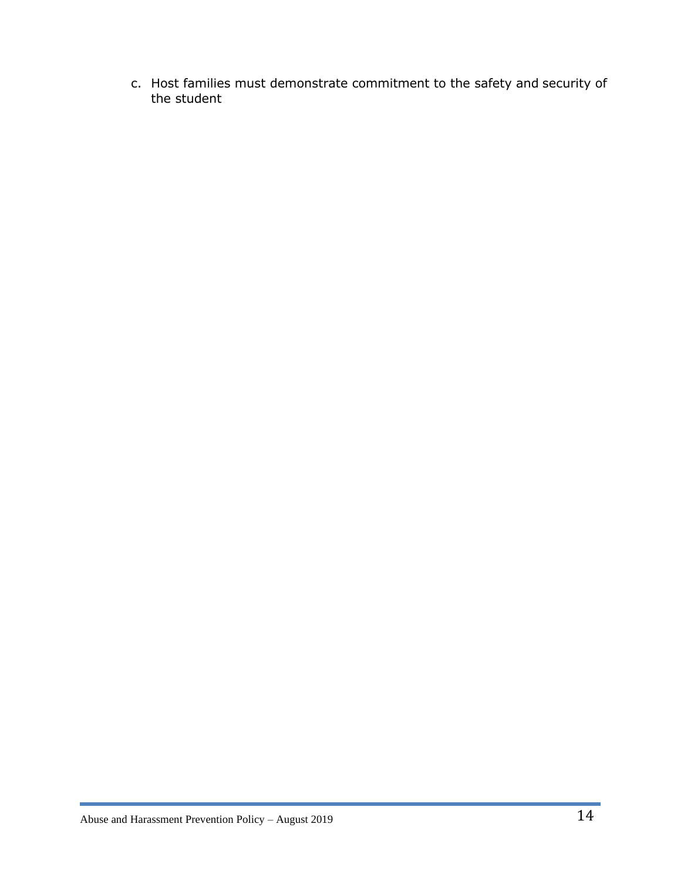c. Host families must demonstrate commitment to the safety and security of the student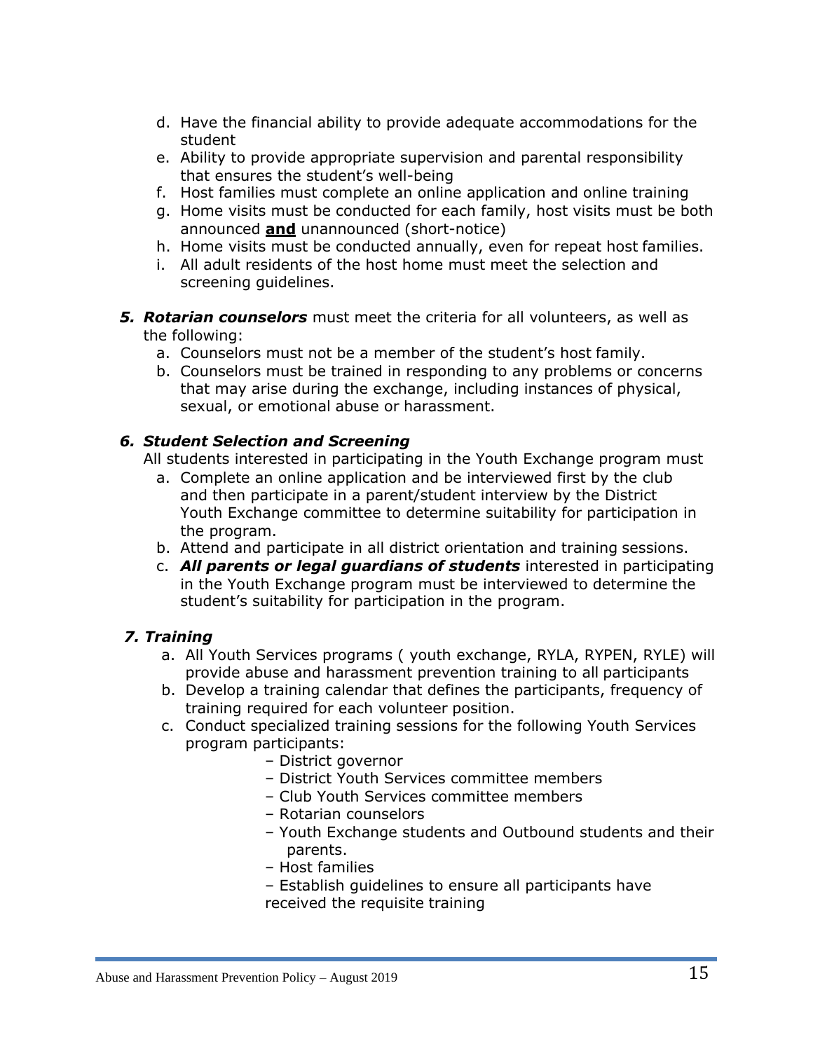d. Have the financial ability to provide adequate accommodations for the student
e. Ability to provide appropriate supervision and parental responsibility that ensures the student's well-being
f. Host families must complete an online application and online training
g. Home visits must be conducted for each family, host visits must be both announced **and** unannounced (short-notice)
h. Home visits must be conducted annually, even for repeat host families.
i. All adult residents of the host home must meet the selection and screening guidelines.

**5.** ***Rotarian counselors*** must meet the criteria for all volunteers, as well as the following:

a. Counselors must not be a member of the student's host family.
b. Counselors must be trained in responding to any problems or concerns that may arise during the exchange, including instances of physical, sexual, or emotional abuse or harassment.

***6. Student Selection and Screening***

All students interested in participating in the Youth Exchange program must

a. Complete an online application and be interviewed first by the club and then participate in a parent/student interview by the District Youth Exchange committee to determine suitability for participation in the program.
b. Attend and participate in all district orientation and training sessions.
c. ***All parents or legal guardians of students*** interested in participating in the Youth Exchange program must be interviewed to determine the student's suitability for participation in the program.

***7. Training***

a. All Youth Services programs ( youth exchange, RYLA, RYPEN, RYLE) will provide abuse and harassment prevention training to all participants
b. Develop a training calendar that defines the participants, frequency of training required for each volunteer position.
c. Conduct specialized training sessions for the following Youth Services program participants:
   - District governor
   - District Youth Services committee members
   - Club Youth Services committee members
   - Rotarian counselors
   - Youth Exchange students and Outbound students and their parents.
   - Host families
   - Establish guidelines to ensure all participants have received the requisite training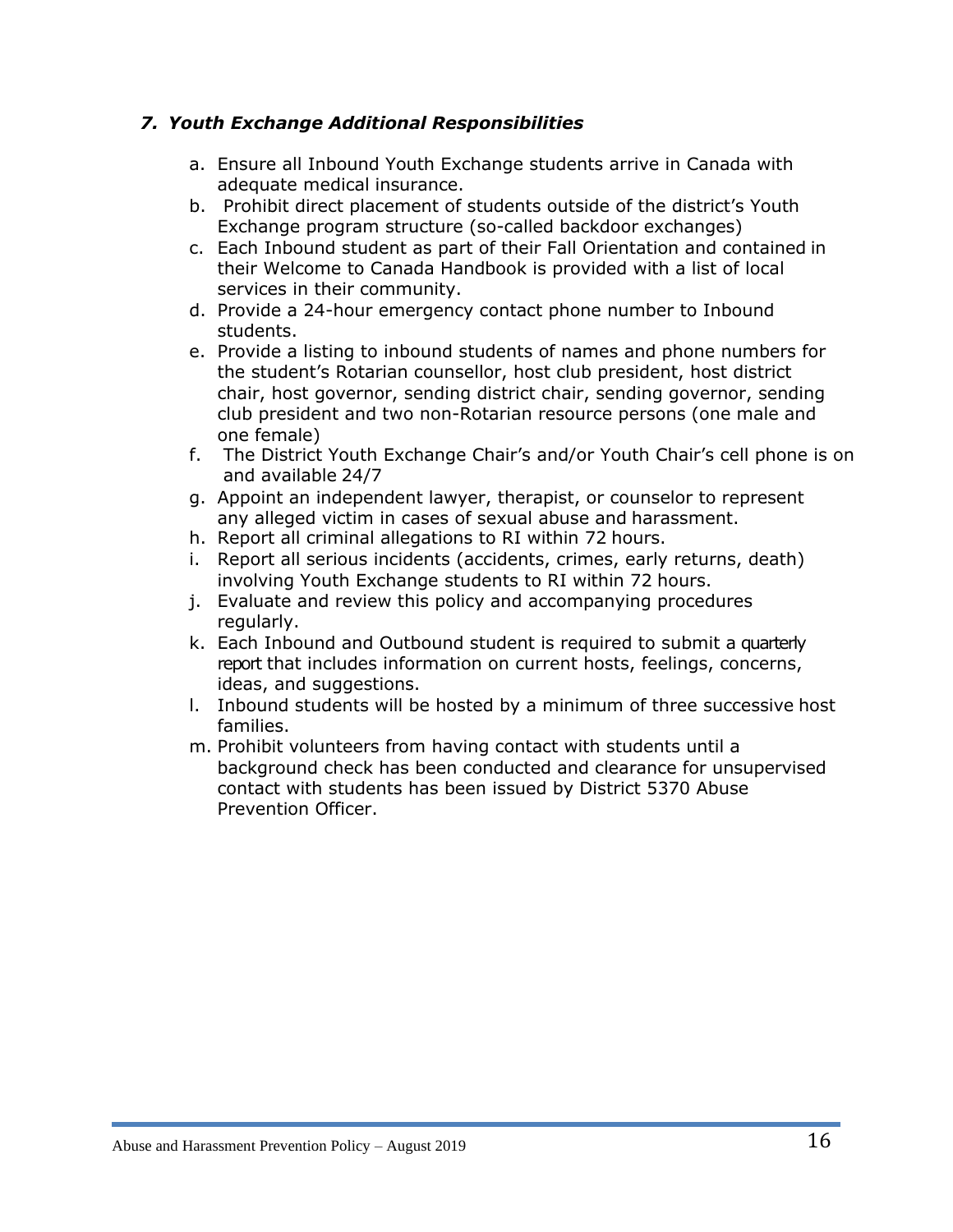### *7. Youth Exchange Additional Responsibilities*

a. Ensure all Inbound Youth Exchange students arrive in Canada with adequate medical insurance.
b. Prohibit direct placement of students outside of the district's Youth Exchange program structure (so-called backdoor exchanges)
c. Each Inbound student as part of their Fall Orientation and contained in their Welcome to Canada Handbook is provided with a list of local services in their community.
d. Provide a 24-hour emergency contact phone number to Inbound students.
e. Provide a listing to inbound students of names and phone numbers for the student's Rotarian counsellor, host club president, host district chair, host governor, sending district chair, sending governor, sending club president and two non-Rotarian resource persons (one male and one female)
f. The District Youth Exchange Chair's and/or Youth Chair's cell phone is on and available 24/7
g. Appoint an independent lawyer, therapist, or counselor to represent any alleged victim in cases of sexual abuse and harassment.
h. Report all criminal allegations to RI within 72 hours.
i. Report all serious incidents (accidents, crimes, early returns, death) involving Youth Exchange students to RI within 72 hours.
j. Evaluate and review this policy and accompanying procedures regularly.
k. Each Inbound and Outbound student is required to submit a quarterly report that includes information on current hosts, feelings, concerns, ideas, and suggestions.
l. Inbound students will be hosted by a minimum of three successive host families.
m. Prohibit volunteers from having contact with students until a background check has been conducted and clearance for unsupervised contact with students has been issued by District 5370 Abuse Prevention Officer.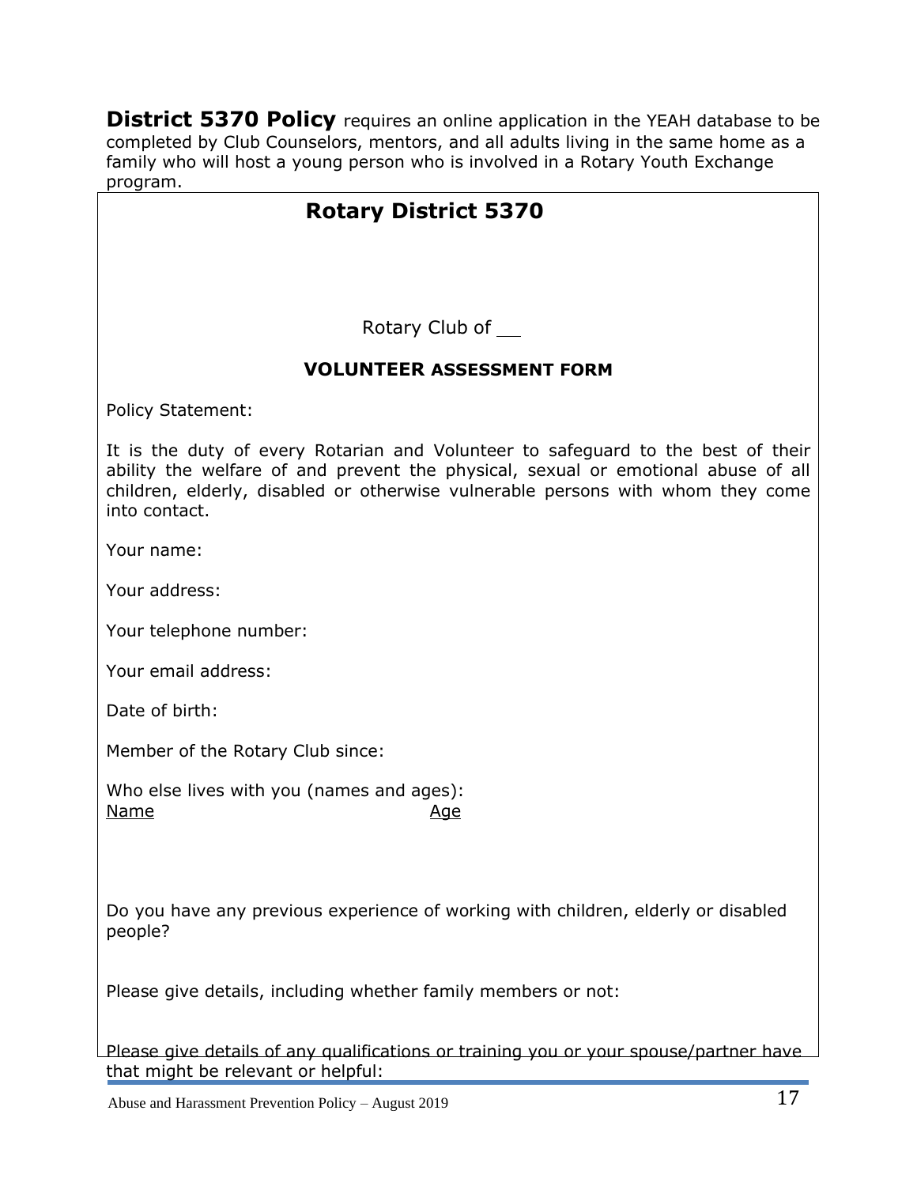**District 5370 Policy** requires an online application in the YEAH database to be completed by Club Counselors, mentors, and all adults living in the same home as a family who will host a young person who is involved in a Rotary Youth Exchange program.

## Rotary District 5370

Rotary Club of \_\_

### VOLUNTEER ASSESSMENT FORM

Policy Statement:

It is the duty of every Rotarian and Volunteer to safeguard to the best of their ability the welfare of and prevent the physical, sexual or emotional abuse of all children, elderly, disabled or otherwise vulnerable persons with whom they come into contact.

Your name:

Your address:

Your telephone number:

Your email address:

Date of birth:

Member of the Rotary Club since:

Who else lives with you (names and ages):

| Name | Age |
| --- | --- |

Do you have any previous experience of working with children, elderly or disabled people?

Please give details, including whether family members or not:

Please give details of any qualifications or training you or your spouse/partner have that might be relevant or helpful: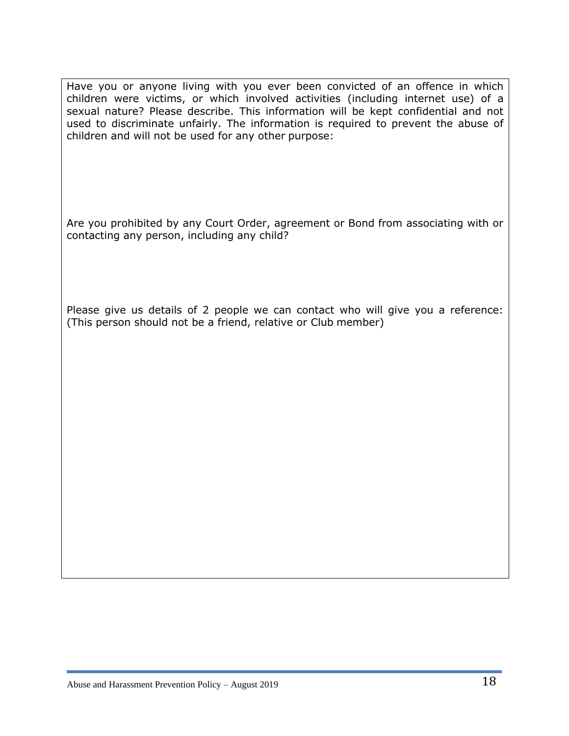Have you or anyone living with you ever been convicted of an offence in which children were victims, or which involved activities (including internet use) of a sexual nature? Please describe. This information will be kept confidential and not used to discriminate unfairly. The information is required to prevent the abuse of children and will not be used for any other purpose:

Are you prohibited by any Court Order, agreement or Bond from associating with or contacting any person, including any child?

Please give us details of 2 people we can contact who will give you a reference: (This person should not be a friend, relative or Club member)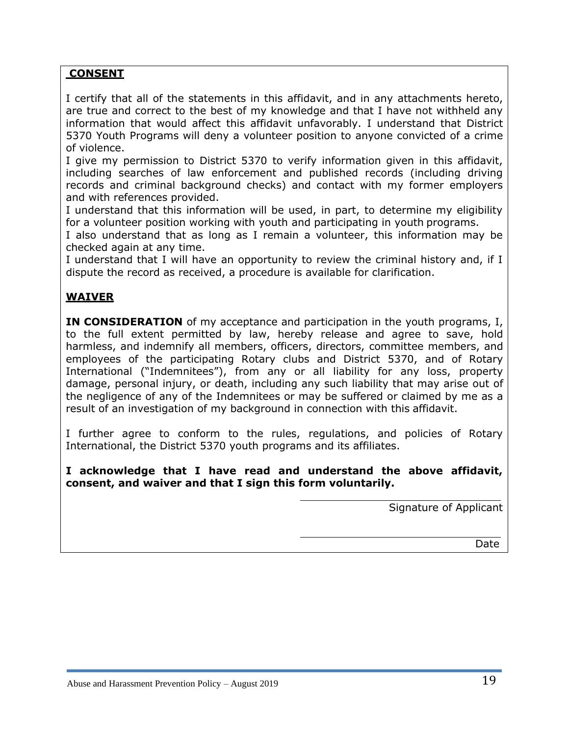**CONSENT**

I certify that all of the statements in this affidavit, and in any attachments hereto, are true and correct to the best of my knowledge and that I have not withheld any information that would affect this affidavit unfavorably. I understand that District 5370 Youth Programs will deny a volunteer position to anyone convicted of a crime of violence.

I give my permission to District 5370 to verify information given in this affidavit, including searches of law enforcement and published records (including driving records and criminal background checks) and contact with my former employers and with references provided.

I understand that this information will be used, in part, to determine my eligibility for a volunteer position working with youth and participating in youth programs.

I also understand that as long as I remain a volunteer, this information may be checked again at any time.

I understand that I will have an opportunity to review the criminal history and, if I dispute the record as received, a procedure is available for clarification.

**WAIVER**

**IN CONSIDERATION** of my acceptance and participation in the youth programs, I, to the full extent permitted by law, hereby release and agree to save, hold harmless, and indemnify all members, officers, directors, committee members, and employees of the participating Rotary clubs and District 5370, and of Rotary International ("Indemnitees"), from any or all liability for any loss, property damage, personal injury, or death, including any such liability that may arise out of the negligence of any of the Indemnitees or may be suffered or claimed by me as a result of an investigation of my background in connection with this affidavit.

I further agree to conform to the rules, regulations, and policies of Rotary International, the District 5370 youth programs and its affiliates.

**I acknowledge that I have read and understand the above affidavit, consent, and waiver and that I sign this form voluntarily.**

\_\_\_\_\_\_\_\_\_\_\_\_\_\_\_\_\_\_\_\_\_\_\_\_\_\_\_\_\_\_\_\_\_\_\_\_

Signature of Applicant

\_\_\_\_\_\_\_\_\_\_\_\_\_\_\_\_\_\_\_\_\_\_\_\_\_\_\_\_\_\_\_\_\_\_\_\_

Date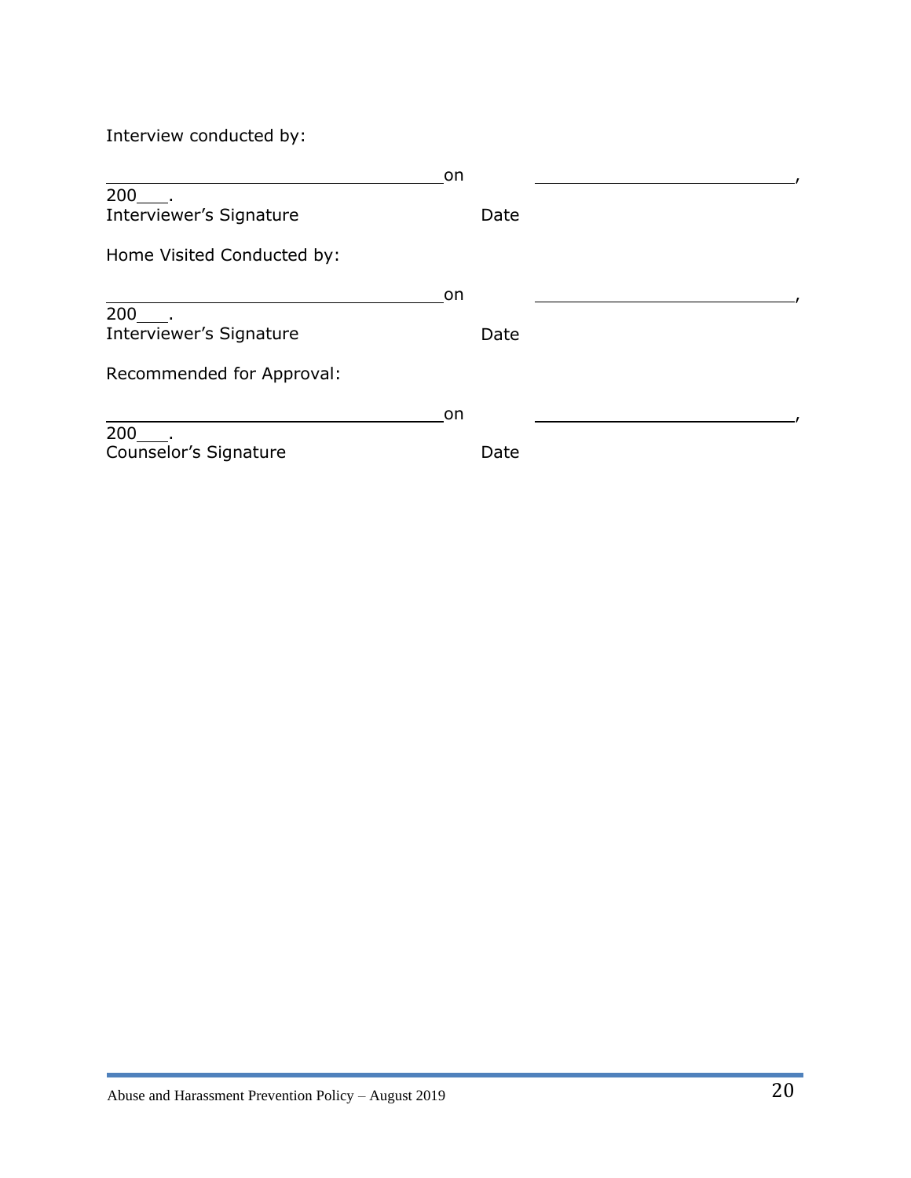Interview conducted by:

\_\_\_\_\_\_\_\_\_\_\_\_\_\_\_\_\_\_\_\_\_\_\_\_\_\_\_\_\_\_\_\_on \_\_\_\_\_\_\_\_\_\_\_\_\_\_\_\_\_\_\_\_\_\_\_\_\_\_\_\_\_\_\_\_, 200\_\_\_.

Interviewer's Signature Date

Home Visited Conducted by:

\_\_\_\_\_\_\_\_\_\_\_\_\_\_\_\_\_\_\_\_\_\_\_\_\_\_\_\_\_\_\_\_on \_\_\_\_\_\_\_\_\_\_\_\_\_\_\_\_\_\_\_\_\_\_\_\_\_\_\_\_\_\_\_\_, 200\_\_\_.

Interviewer's Signature Date

Recommended for Approval:

\_\_\_\_\_\_\_\_\_\_\_\_\_\_\_\_\_\_\_\_\_\_\_\_\_\_\_\_\_\_\_\_on \_\_\_\_\_\_\_\_\_\_\_\_\_\_\_\_\_\_\_\_\_\_\_\_\_\_\_\_\_\_\_\_, 200\_\_\_.

Counselor's Signature Date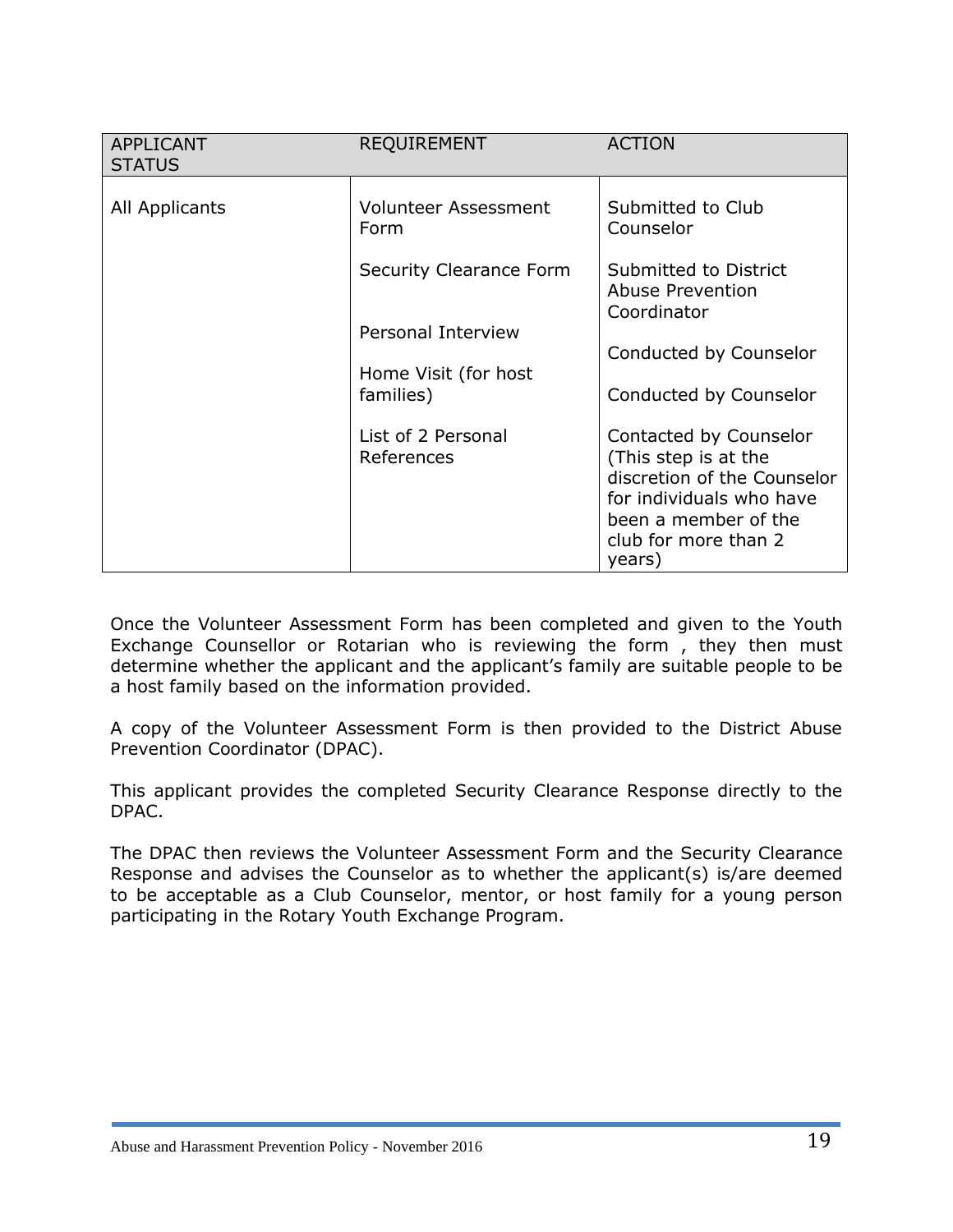| APPLICANT STATUS | REQUIREMENT | ACTION |
| --- | --- | --- |
| All Applicants | Volunteer Assessment Form | Submitted to Club Counselor |
| | Security Clearance Form | Submitted to District Abuse Prevention Coordinator |
| | Personal Interview | Conducted by Counselor |
| | Home Visit (for host families) | Conducted by Counselor |
| | List of 2 Personal References | Contacted by Counselor (This step is at the discretion of the Counselor for individuals who have been a member of the club for more than 2 years) |

Once the Volunteer Assessment Form has been completed and given to the Youth Exchange Counsellor or Rotarian who is reviewing the form , they then must determine whether the applicant and the applicant's family are suitable people to be a host family based on the information provided.

A copy of the Volunteer Assessment Form is then provided to the District Abuse Prevention Coordinator (DPAC).

This applicant provides the completed Security Clearance Response directly to the DPAC.

The DPAC then reviews the Volunteer Assessment Form and the Security Clearance Response and advises the Counselor as to whether the applicant(s) is/are deemed to be acceptable as a Club Counselor, mentor, or host family for a young person participating in the Rotary Youth Exchange Program.